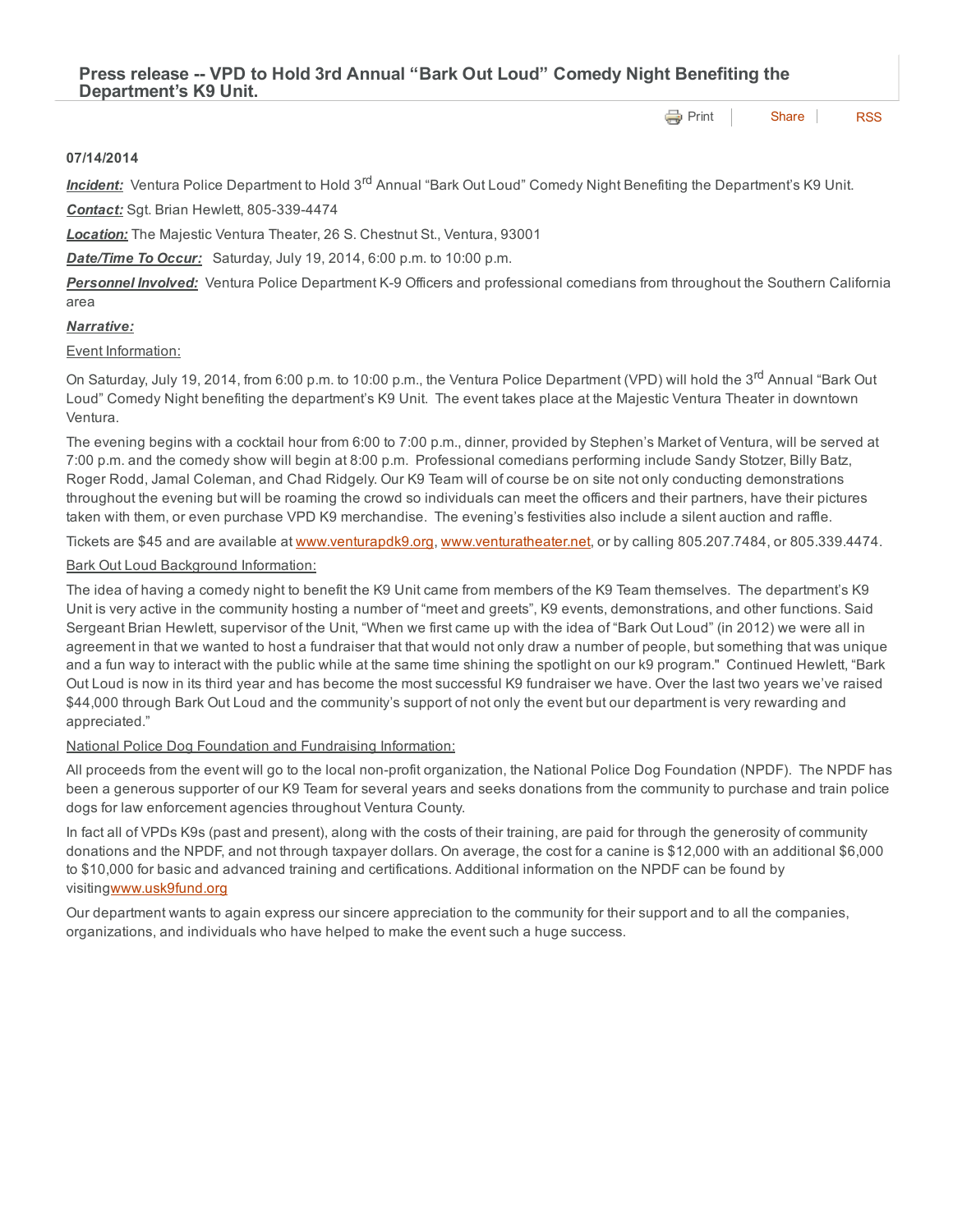# Press release -- VPD to Hold 3rd Annual "Bark Out Loud" Comedy Night Benefiting the Department's K9 Unit.

**07/14/2014**

***Incident:*** Ventura Police Department to Hold 3rd Annual "Bark Out Loud" Comedy Night Benefiting the Department's K9 Unit.

***Contact:*** Sgt. Brian Hewlett, 805-339-4474

***Location:*** The Majestic Ventura Theater, 26 S. Chestnut St., Ventura, 93001

***Date/Time To Occur:*** Saturday, July 19, 2014, 6:00 p.m. to 10:00 p.m.

***Personnel Involved:*** Ventura Police Department K-9 Officers and professional comedians from throughout the Southern California area

***Narrative:***

Event Information:

On Saturday, July 19, 2014, from 6:00 p.m. to 10:00 p.m., the Ventura Police Department (VPD) will hold the 3rd Annual "Bark Out Loud" Comedy Night benefiting the department's K9 Unit. The event takes place at the Majestic Ventura Theater in downtown Ventura.

The evening begins with a cocktail hour from 6:00 to 7:00 p.m., dinner, provided by Stephen's Market of Ventura, will be served at 7:00 p.m. and the comedy show will begin at 8:00 p.m. Professional comedians performing include Sandy Stotzer, Billy Batz, Roger Rodd, Jamal Coleman, and Chad Ridgely. Our K9 Team will of course be on site not only conducting demonstrations throughout the evening but will be roaming the crowd so individuals can meet the officers and their partners, have their pictures taken with them, or even purchase VPD K9 merchandise. The evening's festivities also include a silent auction and raffle.

Tickets are $45 and are available at www.venturapdk9.org, www.venturatheater.net, or by calling 805.207.7484, or 805.339.4474.

Bark Out Loud Background Information:

The idea of having a comedy night to benefit the K9 Unit came from members of the K9 Team themselves. The department's K9 Unit is very active in the community hosting a number of "meet and greets", K9 events, demonstrations, and other functions. Said Sergeant Brian Hewlett, supervisor of the Unit, "When we first came up with the idea of "Bark Out Loud" (in 2012) we were all in agreement in that we wanted to host a fundraiser that that would not only draw a number of people, but something that was unique and a fun way to interact with the public while at the same time shining the spotlight on our k9 program." Continued Hewlett, "Bark Out Loud is now in its third year and has become the most successful K9 fundraiser we have. Over the last two years we've raised $44,000 through Bark Out Loud and the community's support of not only the event but our department is very rewarding and appreciated."

National Police Dog Foundation and Fundraising Information:

All proceeds from the event will go to the local non-profit organization, the National Police Dog Foundation (NPDF). The NPDF has been a generous supporter of our K9 Team for several years and seeks donations from the community to purchase and train police dogs for law enforcement agencies throughout Ventura County.

In fact all of VPDs K9s (past and present), along with the costs of their training, are paid for through the generosity of community donations and the NPDF, and not through taxpayer dollars. On average, the cost for a canine is $12,000 with an additional $6,000 to $10,000 for basic and advanced training and certifications. Additional information on the NPDF can be found by visitingwww.usk9fund.org

Our department wants to again express our sincere appreciation to the community for their support and to all the companies, organizations, and individuals who have helped to make the event such a huge success.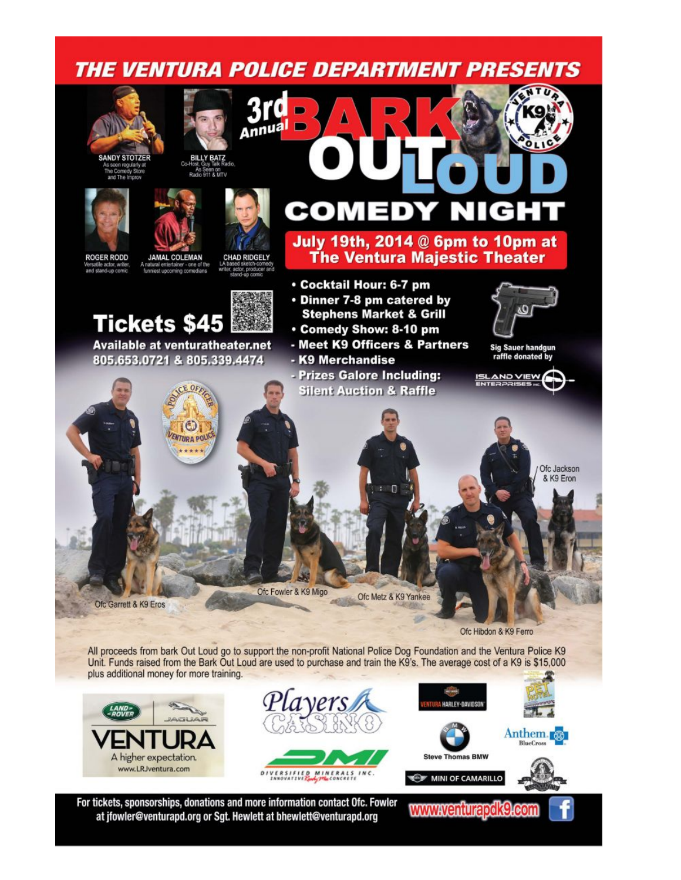# THE VENTURA POLICE DEPARTMENT PRESENTS

## 3rd Annual BARK OUT LOUD COMEDY NIGHT

**SANDY STOTZER**
As seen regularly at The Comedy Store and The Improv

**BILLY BATZ**
Co-Host, Guy Talk Radio, As Seen on Radio 911 & MTV

**ROGER RODD**
Versatile actor, writer, and stand-up comic

**JAMAL COLEMAN**
A natural entertainer - one of the funniest upcoming comedians

**CHAD RIDGELY**
LA based sketch-comedy writer, actor, producer and stand-up comic

**July 19th, 2014 @ 6pm to 10pm at The Ventura Majestic Theater**

- **Cocktail Hour: 6-7 pm**
- **Dinner 7-8 pm catered by Stephens Market & Grill**
- **Comedy Show: 8-10 pm**
- **Meet K9 Officers & Partners**
- **K9 Merchandise**
- **Prizes Galore Including: Silent Auction & Raffle**

Sig Sauer handgun raffle donated by ISLAND VIEW ENTERPRISES INC.

## Tickets $45

**Available at venturatheater.net**
**805.653.0721 & 805.339.4474**

Ofc Garrett & K9 Eros

Ofc Fowler & K9 Migo

Ofc Metz & K9 Yankee

Ofc Hibdon & K9 Ferro

Ofc Jackson & K9 Eron

All proceeds from bark Out Loud go to support the non-profit National Police Dog Foundation and the Ventura Police K9 Unit. Funds raised from the Bark Out Loud are used to purchase and train the K9's. The average cost of a K9 is $15,000 plus additional money for more training.

Land Rover Jaguar VENTURA — A higher expectation. www.LRJventura.com

Players Casino

DMI — Diversified Minerals Inc. Innovative Ready Mix Concrete

Ventura Harley-Davidson

Steve Thomas BMW

MINI of Camarillo

Anthem BlueCross

For tickets, sponsorships, donations and more information contact Ofc. Fowler at jfowler@venturapd.org or Sgt. Hewlett at bhewlett@venturapd.org

www.venturapdk9.com